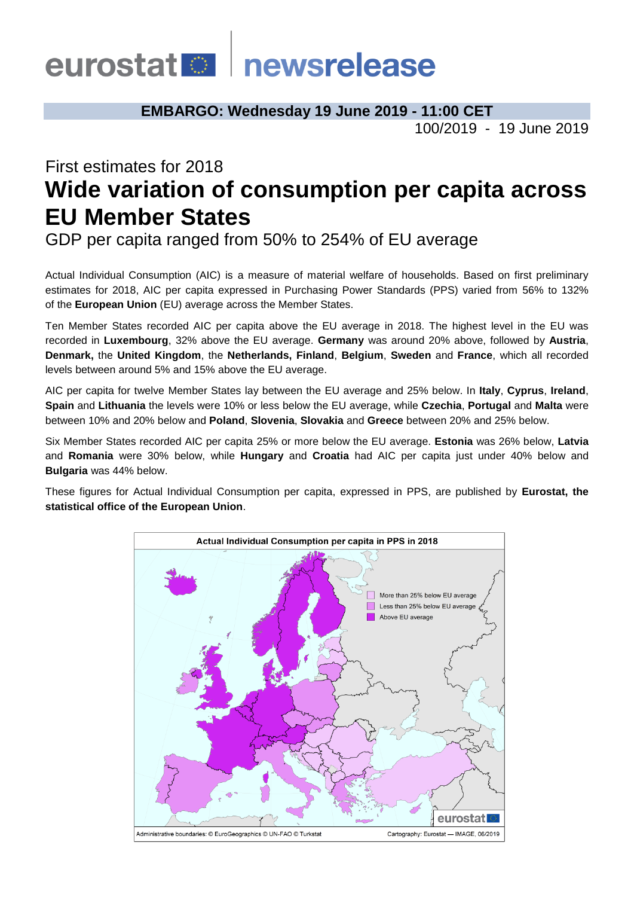eurostat newsrelease

**EMBARGO: Wednesday 19 June 2019 - 11:00 CET**

100/2019 - 19 June 2019

First estimates for 2018

# Wide variation of consumption per capita across EU Member States

GDP per capita ranged from 50% to 254% of EU average

Actual Individual Consumption (AIC) is a measure of material welfare of households. Based on first preliminary estimates for 2018, AIC per capita expressed in Purchasing Power Standards (PPS) varied from 56% to 132% of the **European Union** (EU) average across the Member States.

Ten Member States recorded AIC per capita above the EU average in 2018. The highest level in the EU was recorded in **Luxembourg**, 32% above the EU average. **Germany** was around 20% above, followed by **Austria**, **Denmark,** the **United Kingdom**, the **Netherlands, Finland**, **Belgium**, **Sweden** and **France**, which all recorded levels between around 5% and 15% above the EU average.

AIC per capita for twelve Member States lay between the EU average and 25% below. In **Italy**, **Cyprus**, **Ireland**, **Spain** and **Lithuania** the levels were 10% or less below the EU average, while **Czechia**, **Portugal** and **Malta** were between 10% and 20% below and **Poland**, **Slovenia**, **Slovakia** and **Greece** between 20% and 25% below.

Six Member States recorded AIC per capita 25% or more below the EU average. **Estonia** was 26% below, **Latvia** and **Romania** were 30% below, while **Hungary** and **Croatia** had AIC per capita just under 40% below and **Bulgaria** was 44% below.

These figures for Actual Individual Consumption per capita, expressed in PPS, are published by **Eurostat, the statistical office of the European Union**.

**Actual Individual Consumption per capita in PPS in 2018**

- More than 25% below EU average
- Less than 25% below EU average
- Above EU average

Administrative boundaries: © EuroGeographics © UN-FAO © Turkstat    Cartography: Eurostat — IMAGE, 06/2019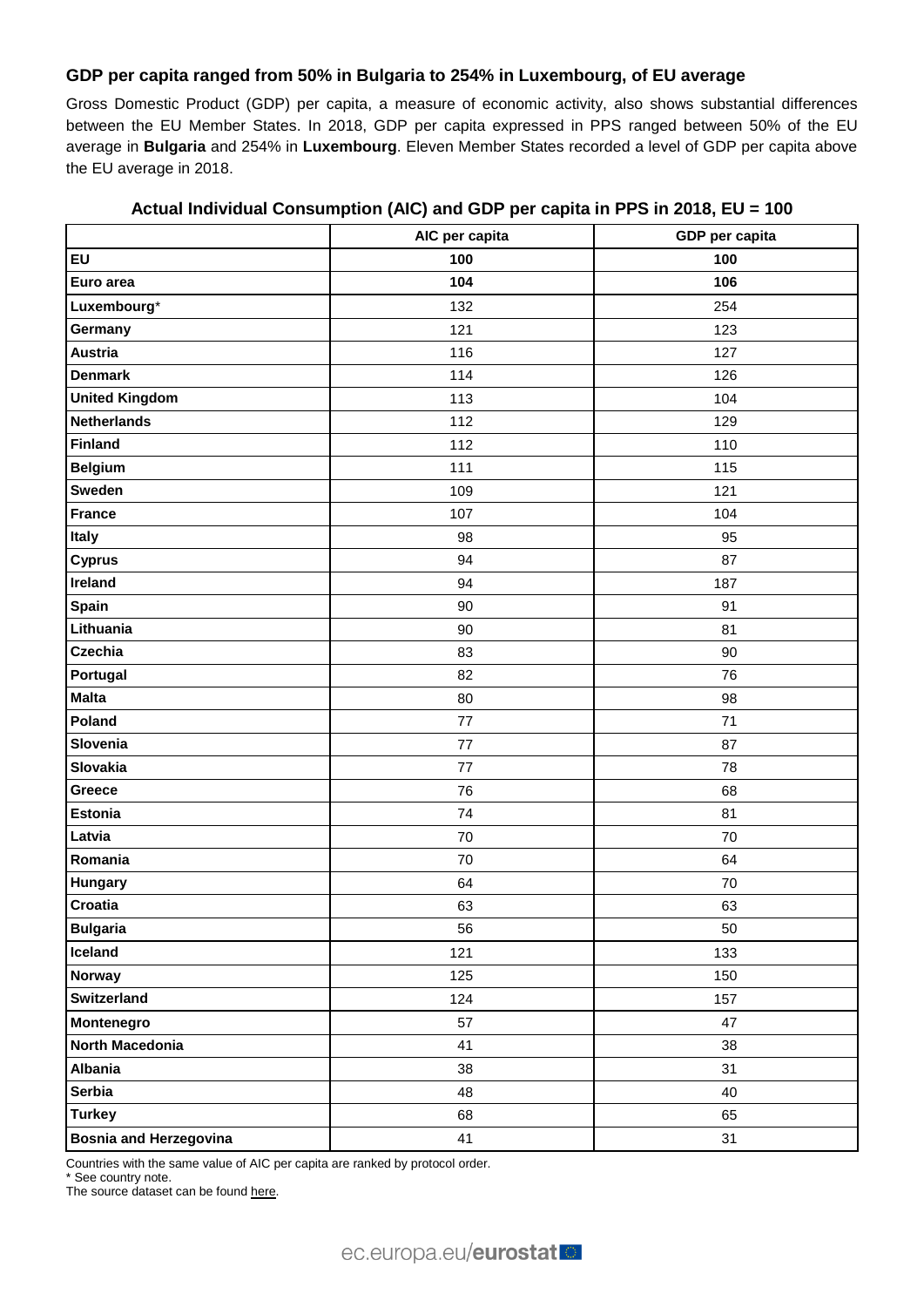### GDP per capita ranged from 50% in Bulgaria to 254% in Luxembourg, of EU average

Gross Domestic Product (GDP) per capita, a measure of economic activity, also shows substantial differences between the EU Member States. In 2018, GDP per capita expressed in PPS ranged between 50% of the EU average in **Bulgaria** and 254% in **Luxembourg**. Eleven Member States recorded a level of GDP per capita above the EU average in 2018.

**Actual Individual Consumption (AIC) and GDP per capita in PPS in 2018, EU = 100**

| | AIC per capita | GDP per capita |
|---|---|---|
| **EU** | **100** | **100** |
| **Euro area** | **104** | **106** |
| **Luxembourg*** | 132 | 254 |
| **Germany** | 121 | 123 |
| **Austria** | 116 | 127 |
| **Denmark** | 114 | 126 |
| **United Kingdom** | 113 | 104 |
| **Netherlands** | 112 | 129 |
| **Finland** | 112 | 110 |
| **Belgium** | 111 | 115 |
| **Sweden** | 109 | 121 |
| **France** | 107 | 104 |
| **Italy** | 98 | 95 |
| **Cyprus** | 94 | 87 |
| **Ireland** | 94 | 187 |
| **Spain** | 90 | 91 |
| **Lithuania** | 90 | 81 |
| **Czechia** | 83 | 90 |
| **Portugal** | 82 | 76 |
| **Malta** | 80 | 98 |
| **Poland** | 77 | 71 |
| **Slovenia** | 77 | 87 |
| **Slovakia** | 77 | 78 |
| **Greece** | 76 | 68 |
| **Estonia** | 74 | 81 |
| **Latvia** | 70 | 70 |
| **Romania** | 70 | 64 |
| **Hungary** | 64 | 70 |
| **Croatia** | 63 | 63 |
| **Bulgaria** | 56 | 50 |
| **Iceland** | 121 | 133 |
| **Norway** | 125 | 150 |
| **Switzerland** | 124 | 157 |
| **Montenegro** | 57 | 47 |
| **North Macedonia** | 41 | 38 |
| **Albania** | 38 | 31 |
| **Serbia** | 48 | 40 |
| **Turkey** | 68 | 65 |
| **Bosnia and Herzegovina** | 41 | 31 |

Countries with the same value of AIC per capita are ranked by protocol order.
* See country note.
The source dataset can be found here.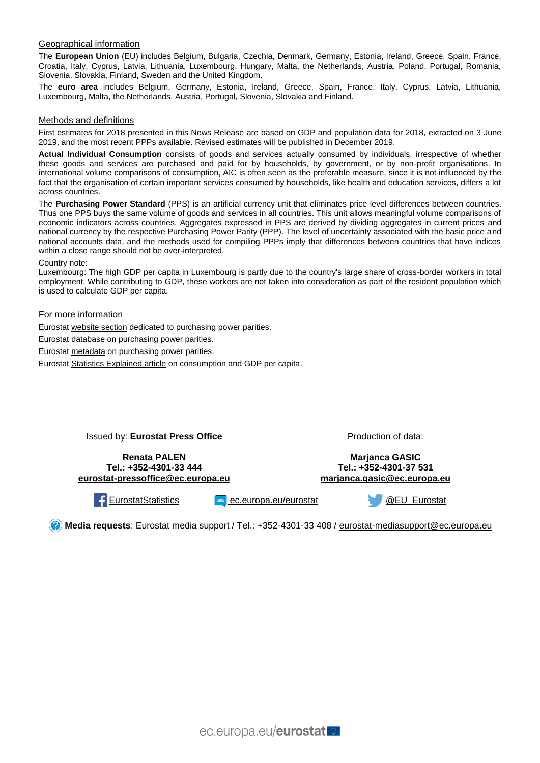## Geographical information

The **European Union** (EU) includes Belgium, Bulgaria, Czechia, Denmark, Germany, Estonia, Ireland, Greece, Spain, France, Croatia, Italy, Cyprus, Latvia, Lithuania, Luxembourg, Hungary, Malta, the Netherlands, Austria, Poland, Portugal, Romania, Slovenia, Slovakia, Finland, Sweden and the United Kingdom.

The **euro area** includes Belgium, Germany, Estonia, Ireland, Greece, Spain, France, Italy, Cyprus, Latvia, Lithuania, Luxembourg, Malta, the Netherlands, Austria, Portugal, Slovenia, Slovakia and Finland.

## Methods and definitions

First estimates for 2018 presented in this News Release are based on GDP and population data for 2018, extracted on 3 June 2019, and the most recent PPPs available. Revised estimates will be published in December 2019.

**Actual Individual Consumption** consists of goods and services actually consumed by individuals, irrespective of whether these goods and services are purchased and paid for by households, by government, or by non-profit organisations. In international volume comparisons of consumption, AIC is often seen as the preferable measure, since it is not influenced by the fact that the organisation of certain important services consumed by households, like health and education services, differs a lot across countries.

The **Purchasing Power Standard** (PPS) is an artificial currency unit that eliminates price level differences between countries. Thus one PPS buys the same volume of goods and services in all countries. This unit allows meaningful volume comparisons of economic indicators across countries. Aggregates expressed in PPS are derived by dividing aggregates in current prices and national currency by the respective Purchasing Power Parity (PPP). The level of uncertainty associated with the basic price and national accounts data, and the methods used for compiling PPPs imply that differences between countries that have indices within a close range should not be over-interpreted.

Country note:

Luxembourg: The high GDP per capita in Luxembourg is partly due to the country's large share of cross-border workers in total employment. While contributing to GDP, these workers are not taken into consideration as part of the resident population which is used to calculate GDP per capita.

## For more information

Eurostat website section dedicated to purchasing power parities.

Eurostat database on purchasing power parities.

Eurostat metadata on purchasing power parities.

Eurostat Statistics Explained article on consumption and GDP per capita.

Issued by: **Eurostat Press Office**

**Renata PALEN**
**Tel.: +352-4301-33 444**
**eurostat-pressoffice@ec.europa.eu**

Production of data:

**Marjanca GASIC**
**Tel.: +352-4301-37 531**
**marjanca.gasic@ec.europa.eu**

EurostatStatistics ec.europa.eu/eurostat @EU_Eurostat

**Media requests**: Eurostat media support / Tel.: +352-4301-33 408 / eurostat-mediasupport@ec.europa.eu